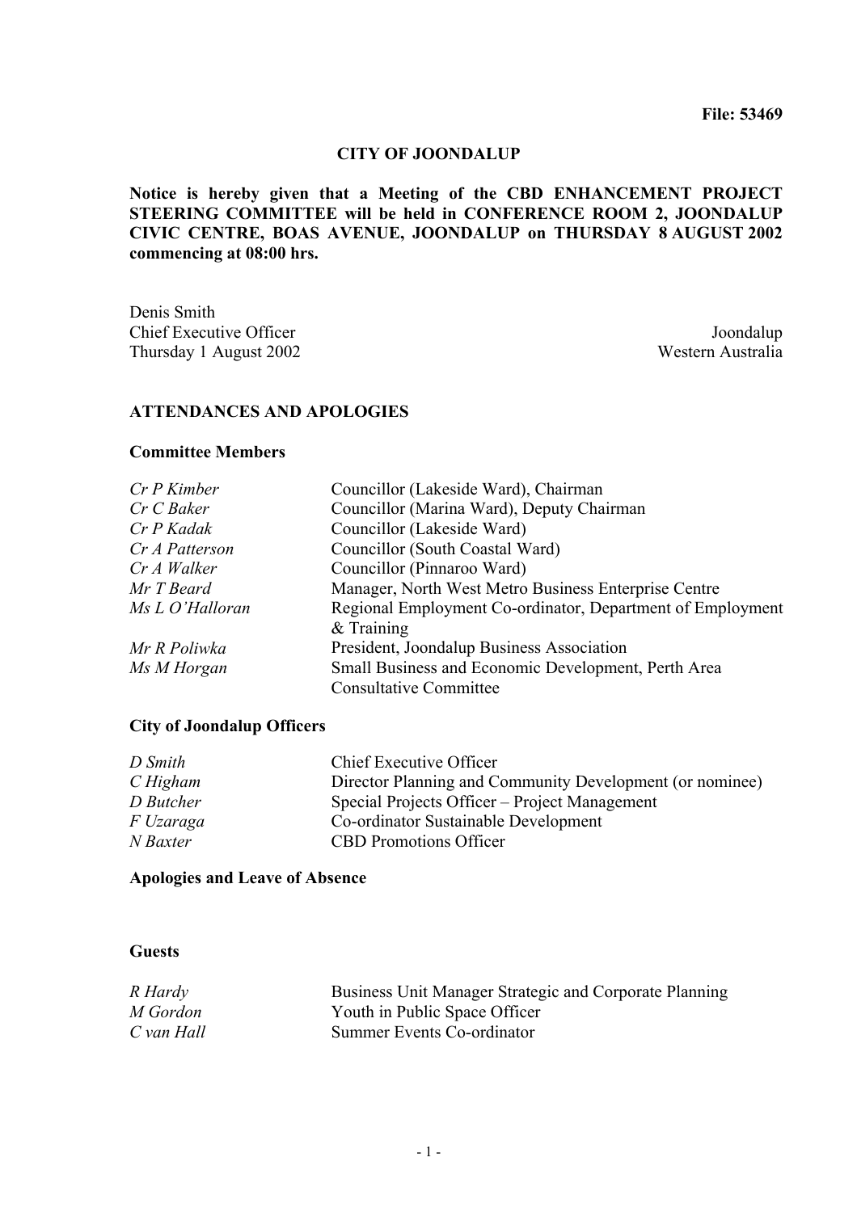**File: 53469**

**CITY OF JOONDALUP**

**Notice is hereby given that a Meeting of the CBD ENHANCEMENT PROJECT STEERING COMMITTEE will be held in CONFERENCE ROOM 2, JOONDALUP CIVIC CENTRE, BOAS AVENUE, JOONDALUP on THURSDAY 8 AUGUST 2002 commencing at 08:00 hrs.**

Denis Smith
Chief Executive Officer
Thursday 1 August 2002

Joondalup
Western Australia

## ATTENDANCES AND APOLOGIES

### Committee Members

| | |
|---|---|
| *Cr P Kimber* | Councillor (Lakeside Ward), Chairman |
| *Cr C Baker* | Councillor (Marina Ward), Deputy Chairman |
| *Cr P Kadak* | Councillor (Lakeside Ward) |
| *Cr A Patterson* | Councillor (South Coastal Ward) |
| *Cr A Walker* | Councillor (Pinnaroo Ward) |
| *Mr T Beard* | Manager, North West Metro Business Enterprise Centre |
| *Ms L O'Halloran* | Regional Employment Co-ordinator, Department of Employment & Training |
| *Mr R Poliwka* | President, Joondalup Business Association |
| *Ms M Horgan* | Small Business and Economic Development, Perth Area Consultative Committee |

### City of Joondalup Officers

| | |
|---|---|
| *D Smith* | Chief Executive Officer |
| *C Higham* | Director Planning and Community Development (or nominee) |
| *D Butcher* | Special Projects Officer – Project Management |
| *F Uzaraga* | Co-ordinator Sustainable Development |
| *N Baxter* | CBD Promotions Officer |

### Apologies and Leave of Absence

### Guests

| | |
|---|---|
| *R Hardy* | Business Unit Manager Strategic and Corporate Planning |
| *M Gordon* | Youth in Public Space Officer |
| *C van Hall* | Summer Events Co-ordinator |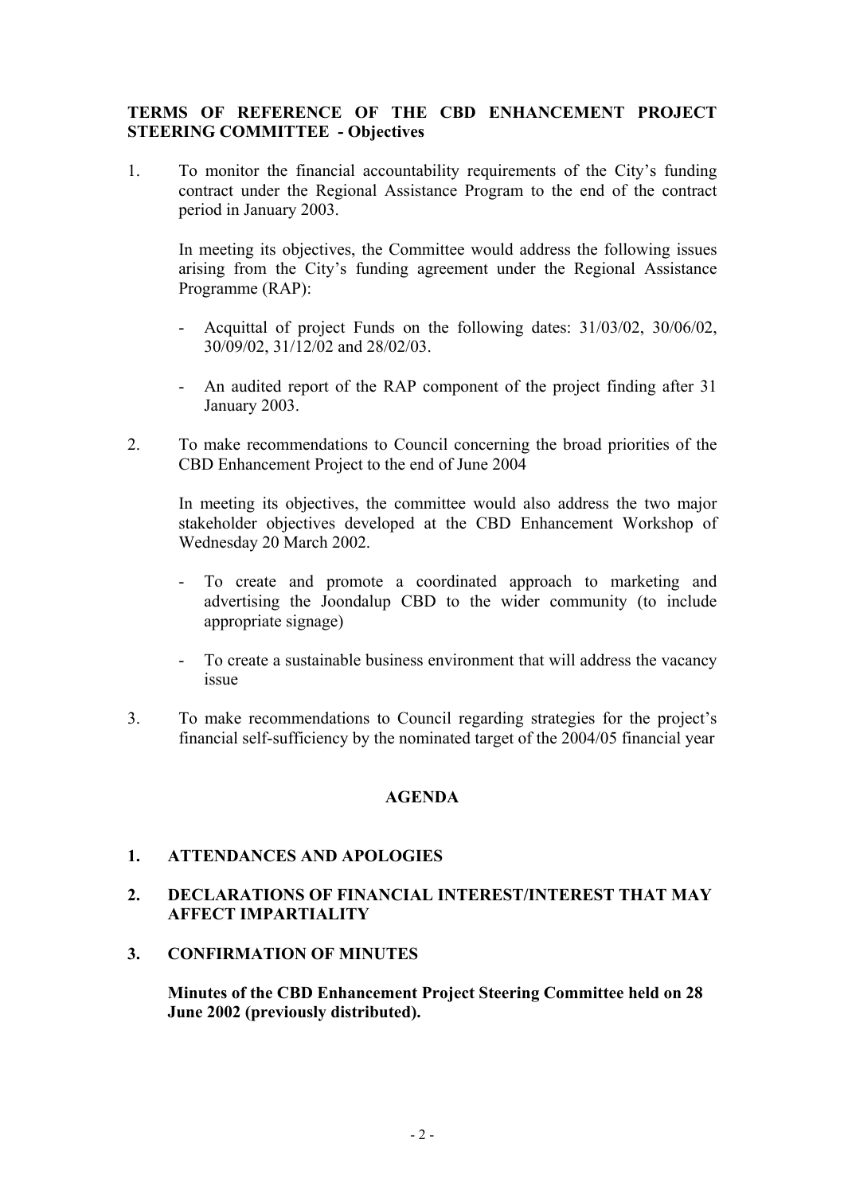**TERMS OF REFERENCE OF THE CBD ENHANCEMENT PROJECT STEERING COMMITTEE - Objectives**

1. To monitor the financial accountability requirements of the City's funding contract under the Regional Assistance Program to the end of the contract period in January 2003.

   In meeting its objectives, the Committee would address the following issues arising from the City's funding agreement under the Regional Assistance Programme (RAP):

   - Acquittal of project Funds on the following dates: 31/03/02, 30/06/02, 30/09/02, 31/12/02 and 28/02/03.
   - An audited report of the RAP component of the project finding after 31 January 2003.

2. To make recommendations to Council concerning the broad priorities of the CBD Enhancement Project to the end of June 2004

   In meeting its objectives, the committee would also address the two major stakeholder objectives developed at the CBD Enhancement Workshop of Wednesday 20 March 2002.

   - To create and promote a coordinated approach to marketing and advertising the Joondalup CBD to the wider community (to include appropriate signage)
   - To create a sustainable business environment that will address the vacancy issue

3. To make recommendations to Council regarding strategies for the project's financial self-sufficiency by the nominated target of the 2004/05 financial year

## AGENDA

### 1. ATTENDANCES AND APOLOGIES

### 2. DECLARATIONS OF FINANCIAL INTEREST/INTEREST THAT MAY AFFECT IMPARTIALITY

### 3. CONFIRMATION OF MINUTES

**Minutes of the CBD Enhancement Project Steering Committee held on 28 June 2002 (previously distributed).**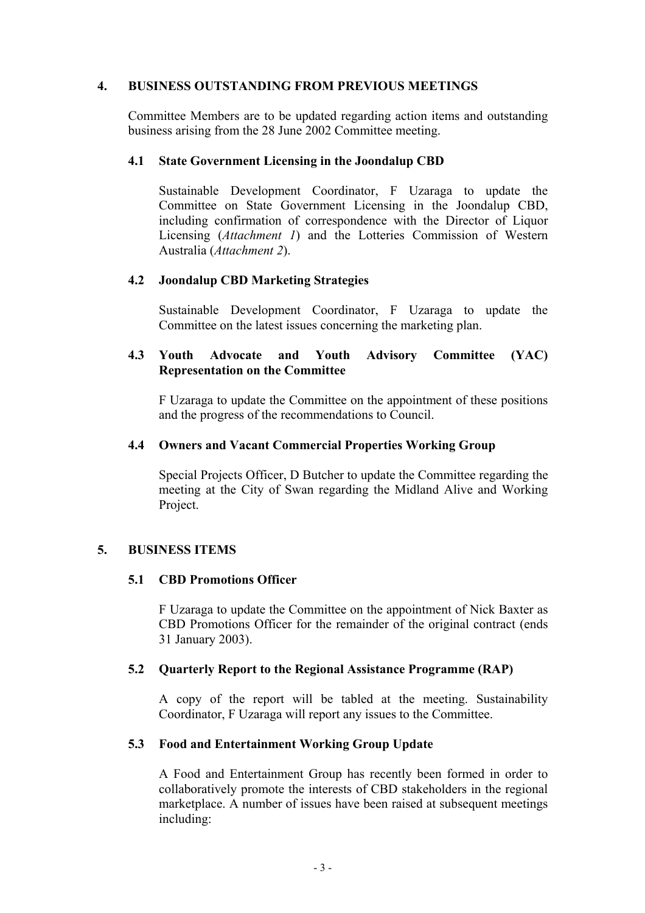## 4. BUSINESS OUTSTANDING FROM PREVIOUS MEETINGS

Committee Members are to be updated regarding action items and outstanding business arising from the 28 June 2002 Committee meeting.

### 4.1 State Government Licensing in the Joondalup CBD

Sustainable Development Coordinator, F Uzaraga to update the Committee on State Government Licensing in the Joondalup CBD, including confirmation of correspondence with the Director of Liquor Licensing (*Attachment 1*) and the Lotteries Commission of Western Australia (*Attachment 2*).

### 4.2 Joondalup CBD Marketing Strategies

Sustainable Development Coordinator, F Uzaraga to update the Committee on the latest issues concerning the marketing plan.

### 4.3 Youth Advocate and Youth Advisory Committee (YAC) Representation on the Committee

F Uzaraga to update the Committee on the appointment of these positions and the progress of the recommendations to Council.

### 4.4 Owners and Vacant Commercial Properties Working Group

Special Projects Officer, D Butcher to update the Committee regarding the meeting at the City of Swan regarding the Midland Alive and Working Project.

## 5. BUSINESS ITEMS

### 5.1 CBD Promotions Officer

F Uzaraga to update the Committee on the appointment of Nick Baxter as CBD Promotions Officer for the remainder of the original contract (ends 31 January 2003).

### 5.2 Quarterly Report to the Regional Assistance Programme (RAP)

A copy of the report will be tabled at the meeting. Sustainability Coordinator, F Uzaraga will report any issues to the Committee.

### 5.3 Food and Entertainment Working Group Update

A Food and Entertainment Group has recently been formed in order to collaboratively promote the interests of CBD stakeholders in the regional marketplace. A number of issues have been raised at subsequent meetings including: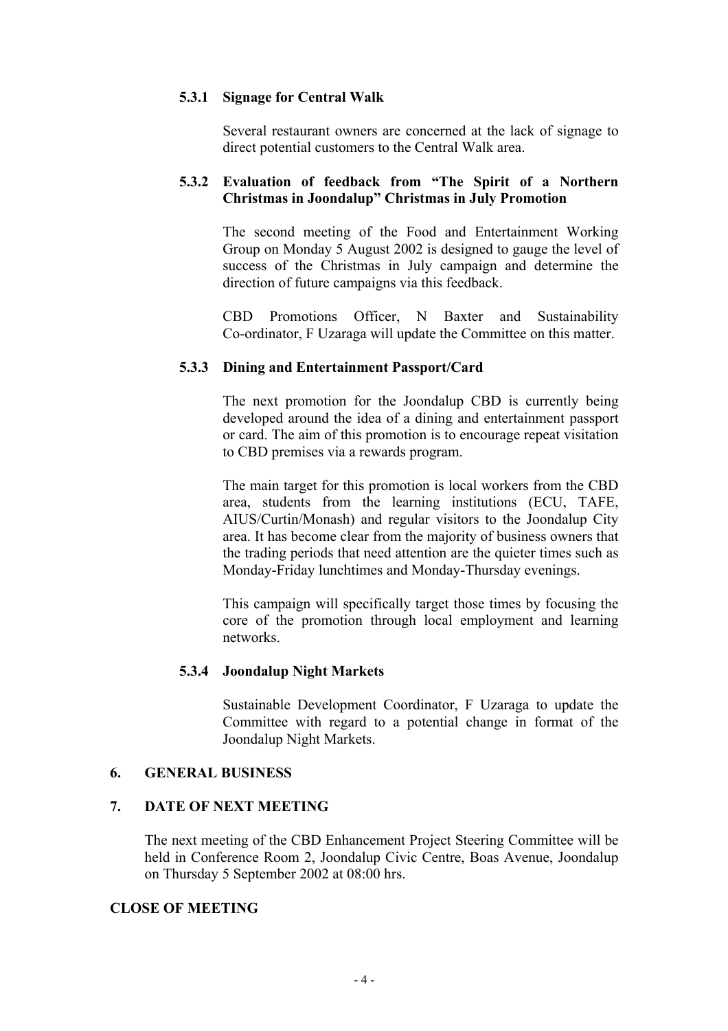#### 5.3.1 Signage for Central Walk

Several restaurant owners are concerned at the lack of signage to direct potential customers to the Central Walk area.

#### 5.3.2 Evaluation of feedback from "The Spirit of a Northern Christmas in Joondalup" Christmas in July Promotion

The second meeting of the Food and Entertainment Working Group on Monday 5 August 2002 is designed to gauge the level of success of the Christmas in July campaign and determine the direction of future campaigns via this feedback.

CBD Promotions Officer, N Baxter and Sustainability Co-ordinator, F Uzaraga will update the Committee on this matter.

#### 5.3.3 Dining and Entertainment Passport/Card

The next promotion for the Joondalup CBD is currently being developed around the idea of a dining and entertainment passport or card. The aim of this promotion is to encourage repeat visitation to CBD premises via a rewards program.

The main target for this promotion is local workers from the CBD area, students from the learning institutions (ECU, TAFE, AIUS/Curtin/Monash) and regular visitors to the Joondalup City area. It has become clear from the majority of business owners that the trading periods that need attention are the quieter times such as Monday-Friday lunchtimes and Monday-Thursday evenings.

This campaign will specifically target those times by focusing the core of the promotion through local employment and learning networks.

#### 5.3.4 Joondalup Night Markets

Sustainable Development Coordinator, F Uzaraga to update the Committee with regard to a potential change in format of the Joondalup Night Markets.

## 6. GENERAL BUSINESS

## 7. DATE OF NEXT MEETING

The next meeting of the CBD Enhancement Project Steering Committee will be held in Conference Room 2, Joondalup Civic Centre, Boas Avenue, Joondalup on Thursday 5 September 2002 at 08:00 hrs.

## CLOSE OF MEETING